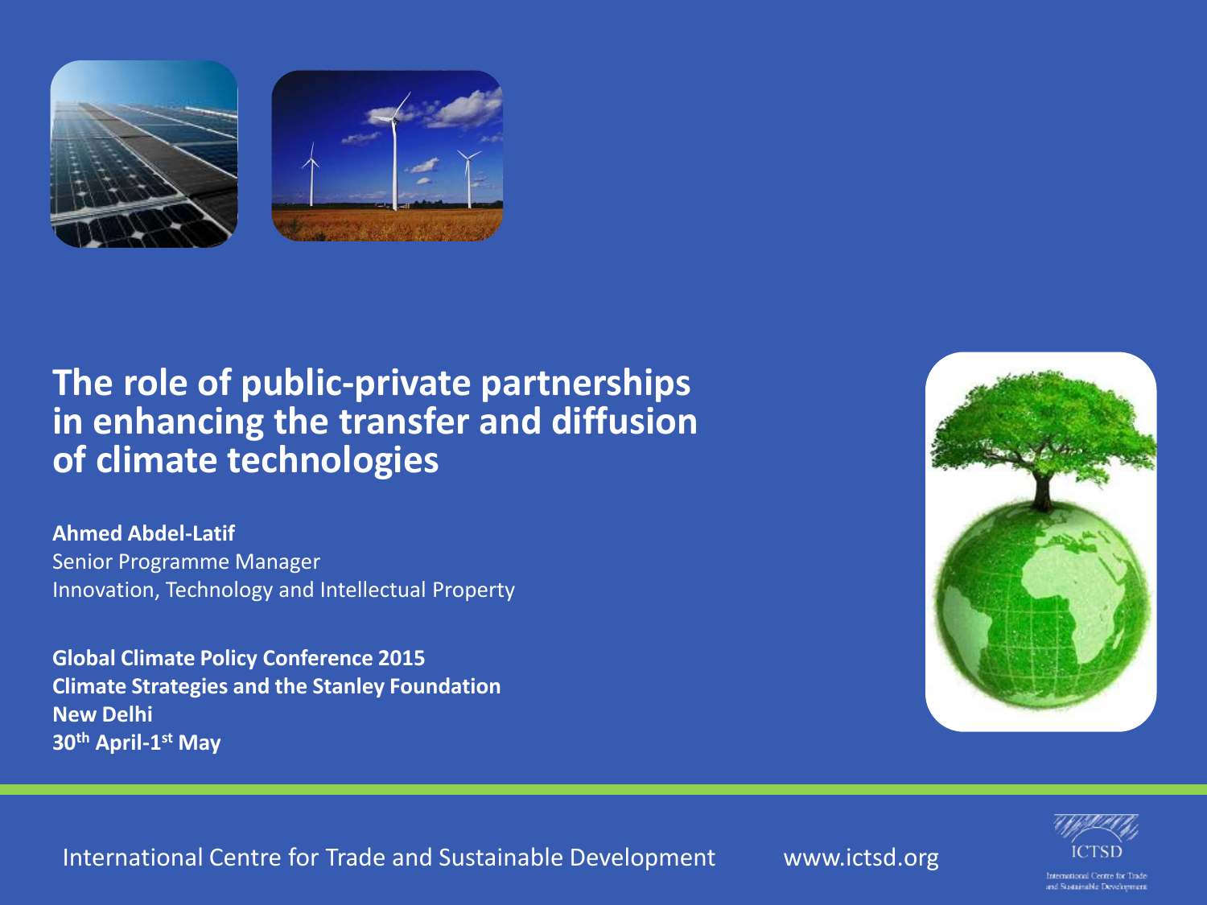# The role of public-private partnerships in enhancing the transfer and diffusion of climate technologies

**Ahmed Abdel-Latif**
Senior Programme Manager
Innovation, Technology and Intellectual Property

**Global Climate Policy Conference 2015**
**Climate Strategies and the Stanley Foundation**
**New Delhi**
**30th April-1st May**

International Centre for Trade and Sustainable Development www.ictsd.org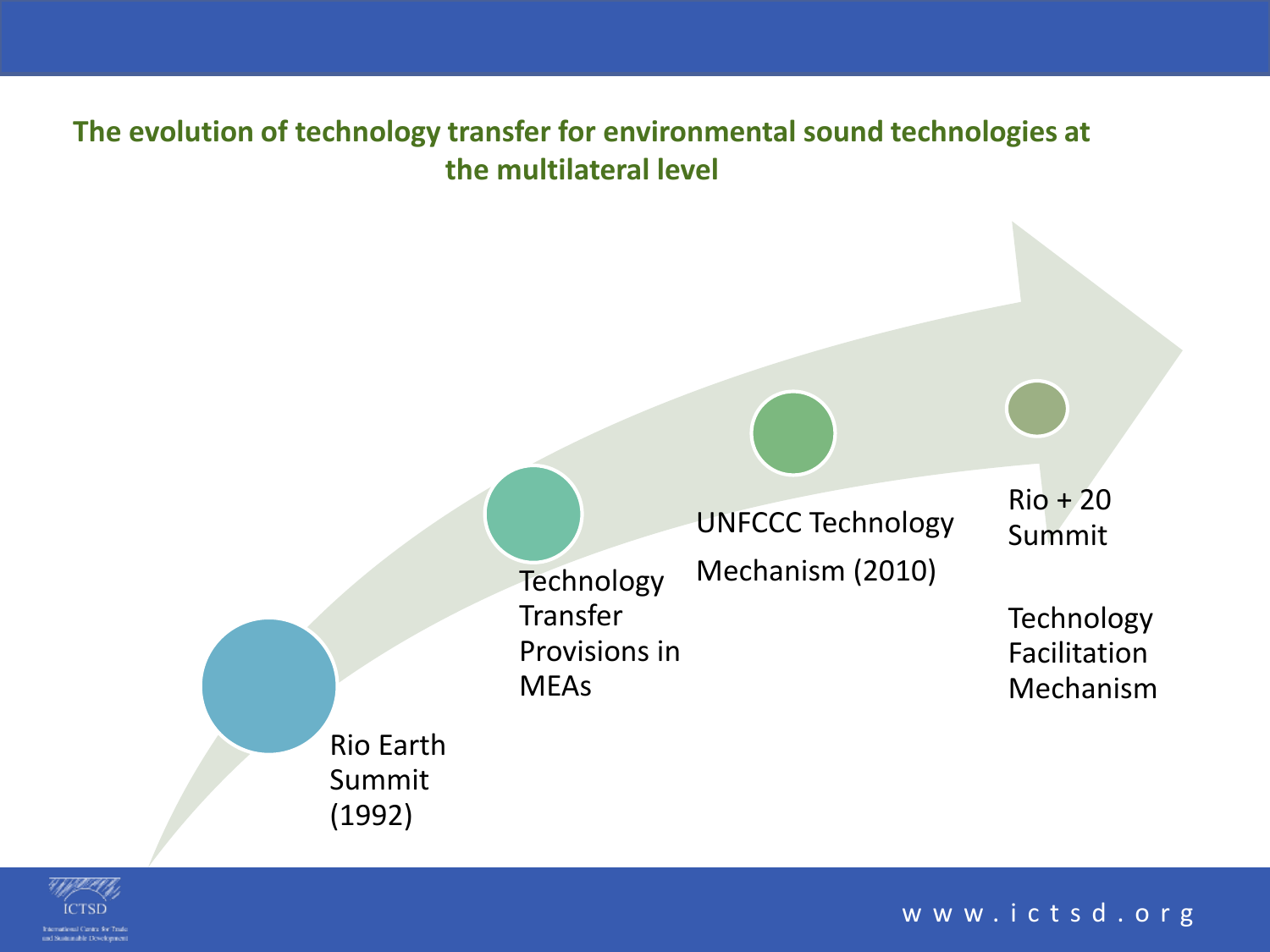## The evolution of technology transfer for environmental sound technologies at the multilateral level

- Rio Earth Summit (1992)
- Technology Transfer Provisions in MEAs
- UNFCCC Technology Mechanism (2010)
- Rio + 20 Summit

  Technology Facilitation Mechanism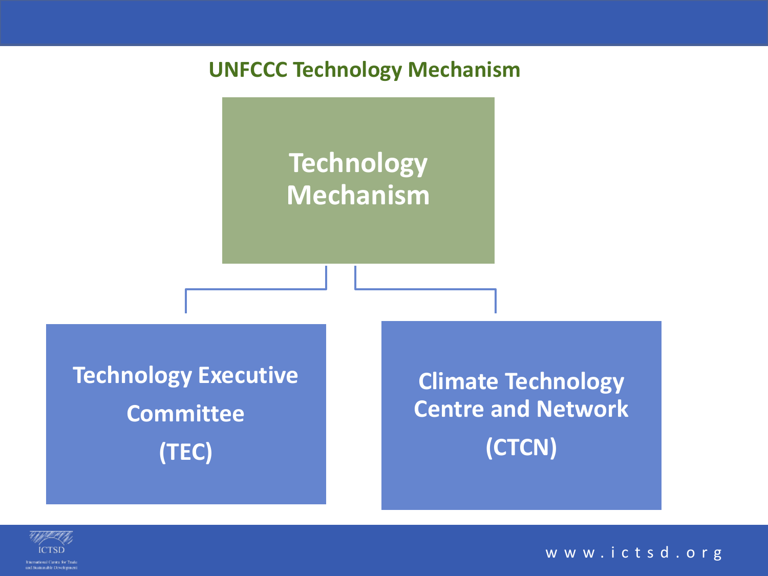## UNFCCC Technology Mechanism

**Technology Mechanism**

- **Technology Executive Committee (TEC)**
- **Climate Technology Centre and Network (CTCN)**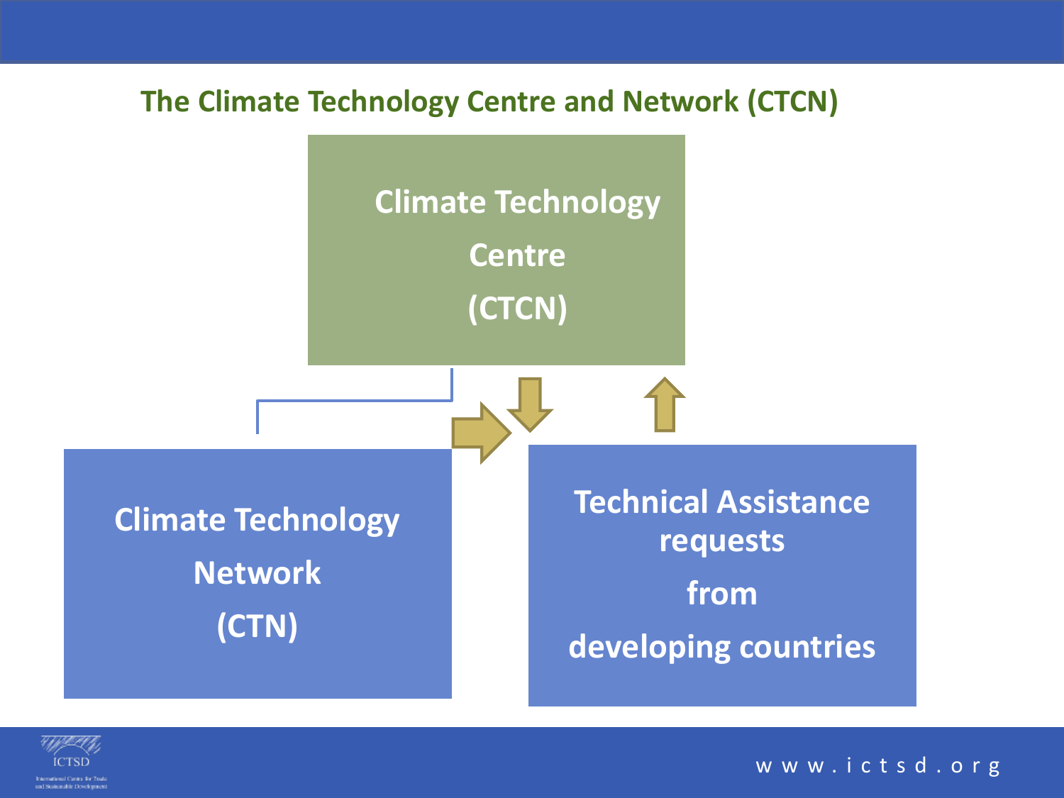## The Climate Technology Centre and Network (CTCN)

Climate Technology Centre (CTCN)

Climate Technology Network (CTN)

Technical Assistance requests from developing countries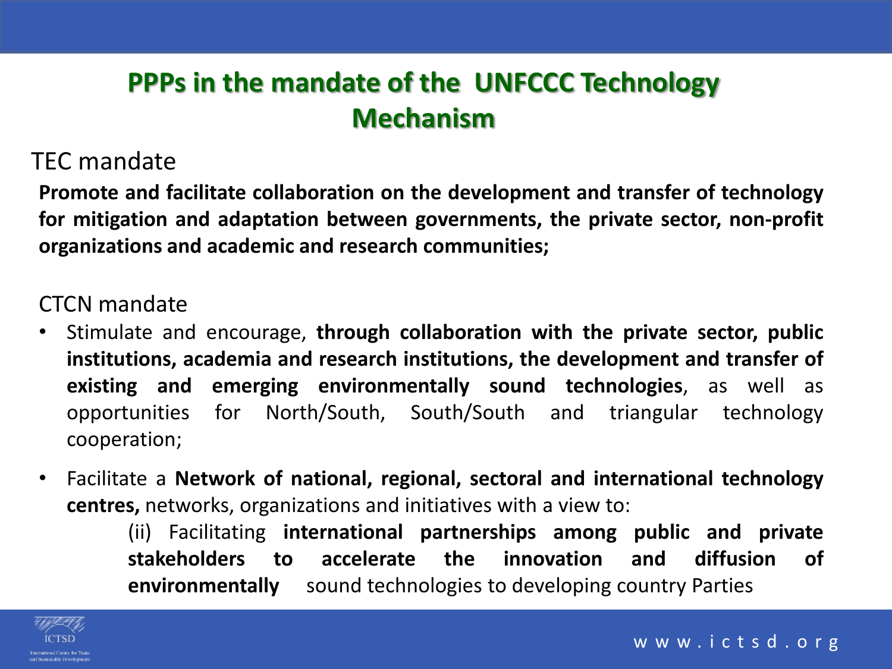# PPPs in the mandate of the UNFCCC Technology Mechanism

TEC mandate

**Promote and facilitate collaboration on the development and transfer of technology for mitigation and adaptation between governments, the private sector, non-profit organizations and academic and research communities;**

CTCN mandate

- Stimulate and encourage, **through collaboration with the private sector, public institutions, academia and research institutions, the development and transfer of existing and emerging environmentally sound technologies**, as well as opportunities for North/South, South/South and triangular technology cooperation;
- Facilitate a **Network of national, regional, sectoral and international technology centres,** networks, organizations and initiatives with a view to:

  (ii) Facilitating **international partnerships among public and private stakeholders to accelerate the innovation and diffusion of environmentally** sound technologies to developing country Parties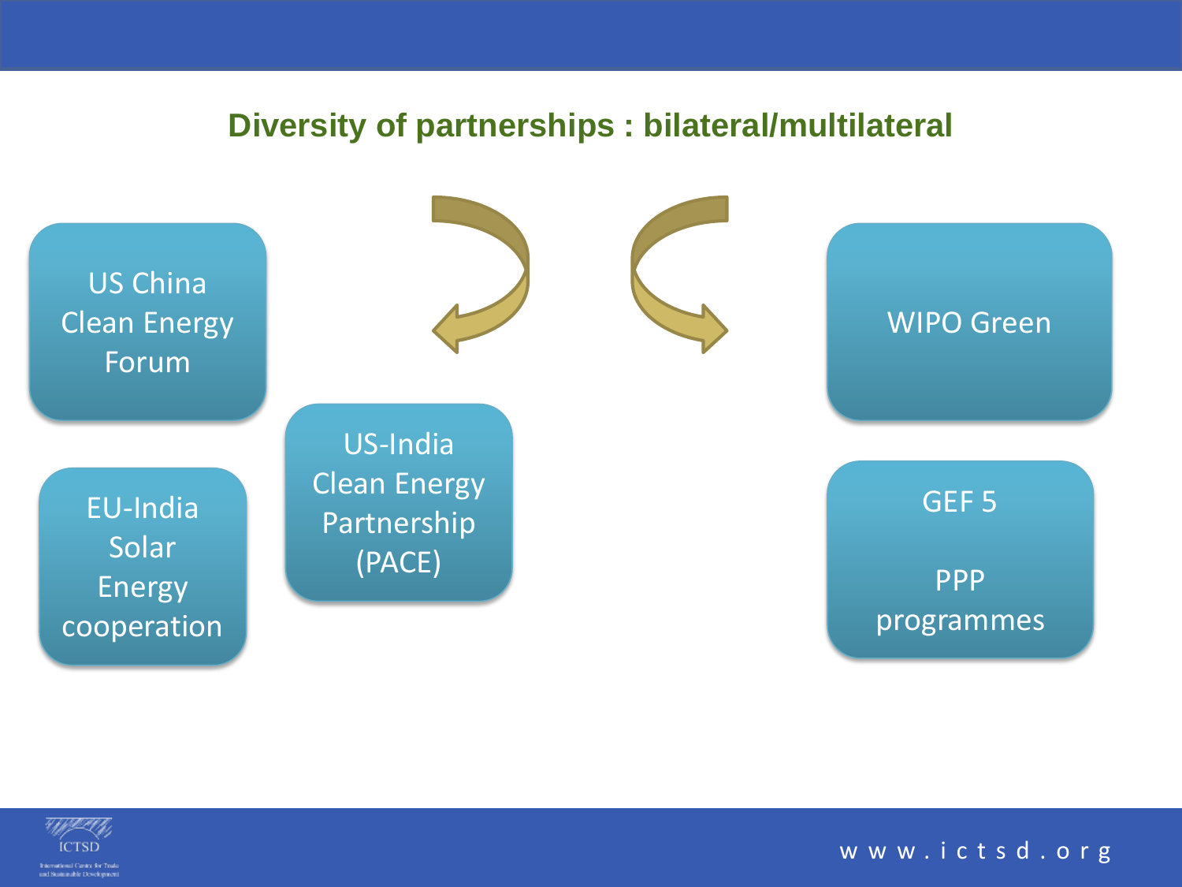## Diversity of partnerships : bilateral/multilateral

- US China Clean Energy Forum
- EU-India Solar Energy cooperation
- US-India Clean Energy Partnership (PACE)

- WIPO Green
- GEF 5

  PPP programmes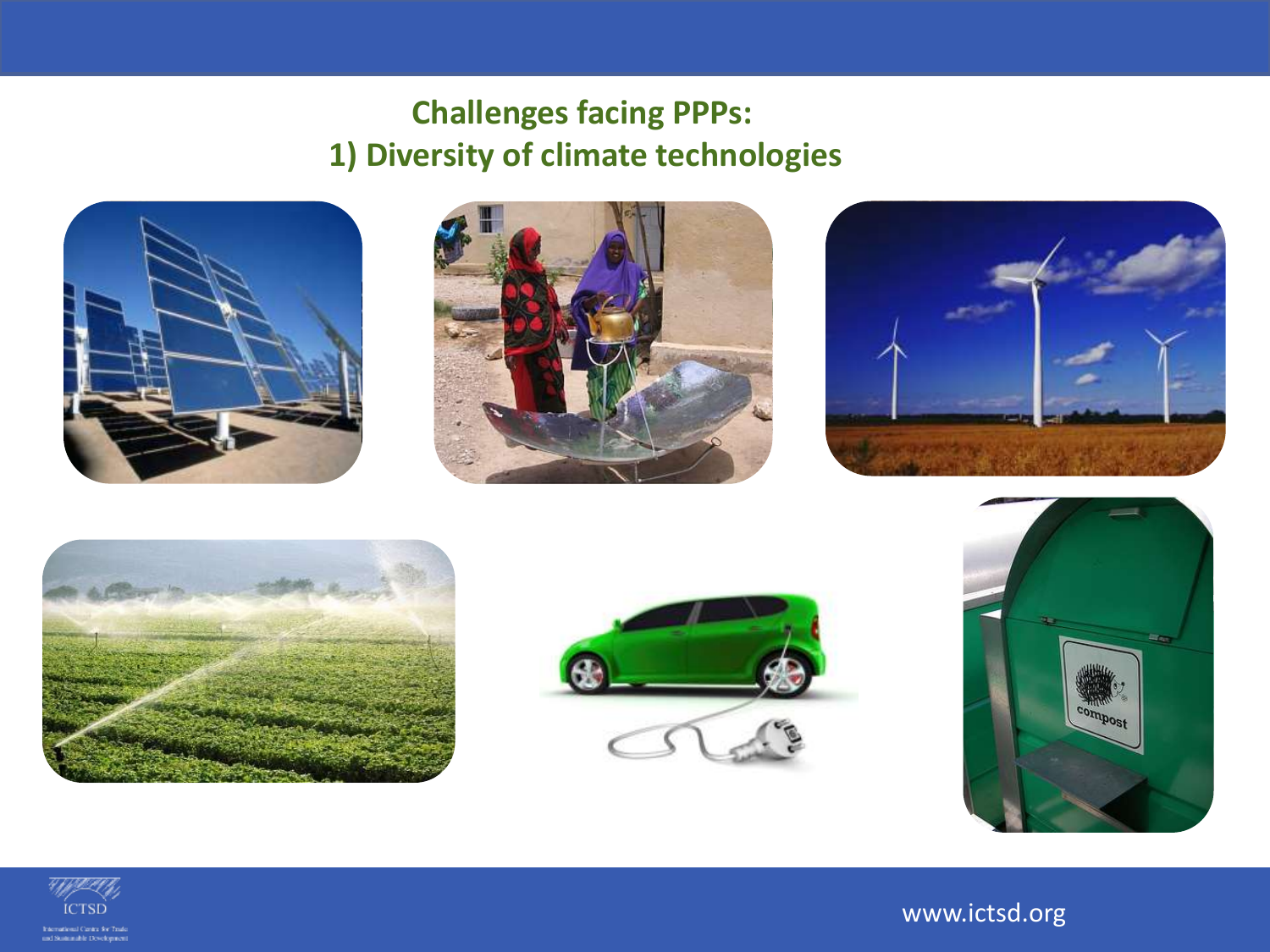## Challenges facing PPPs:
## 1) Diversity of climate technologies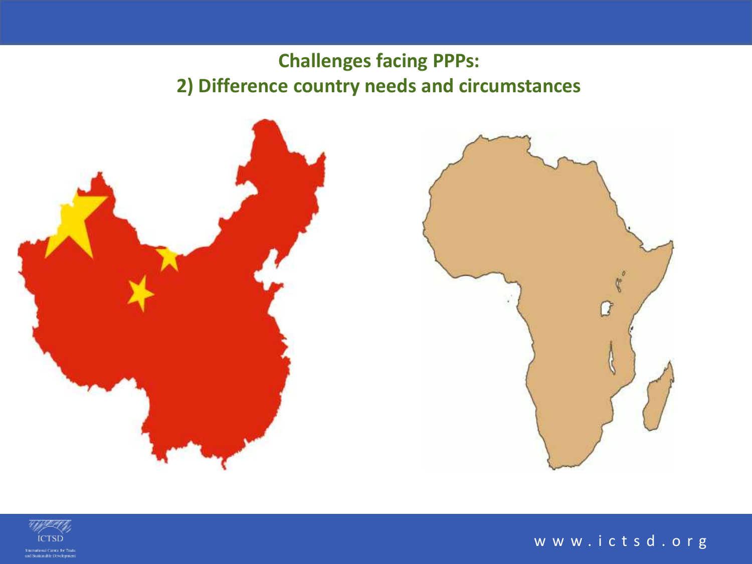## Challenges facing PPPs:
## 2) Difference country needs and circumstances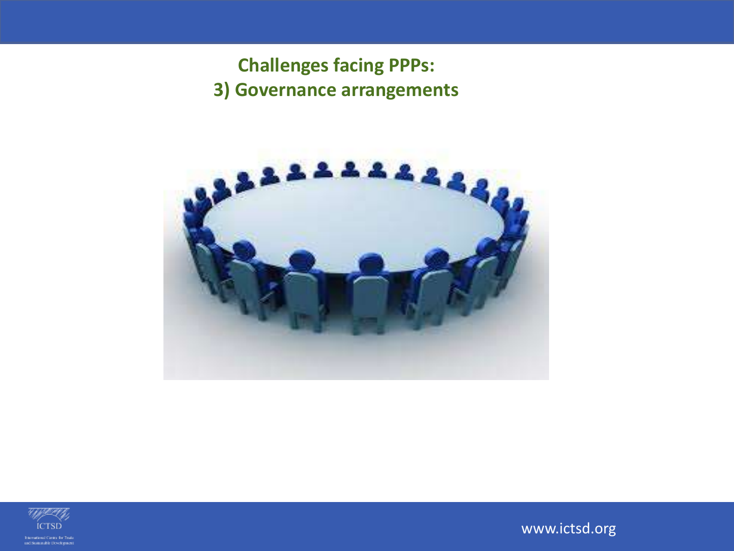## Challenges facing PPPs:
## 3) Governance arrangements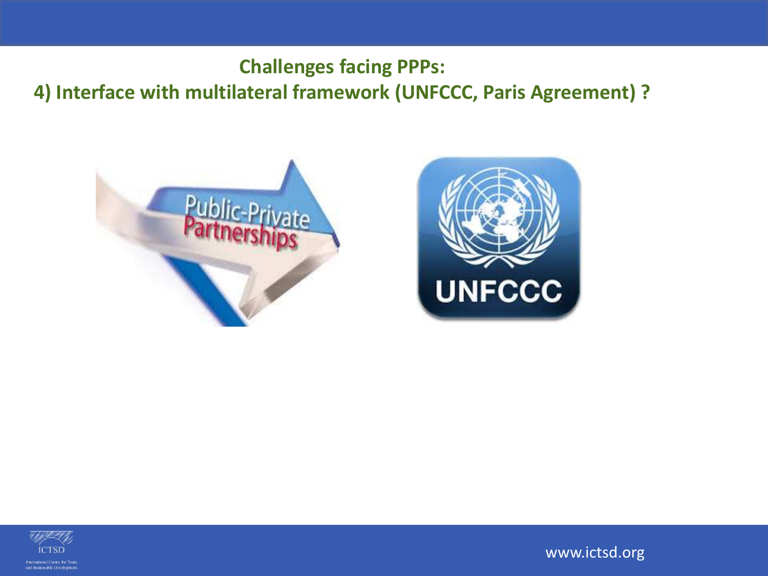**Challenges facing PPPs:**

**4) Interface with multilateral framework (UNFCCC, Paris Agreement) ?**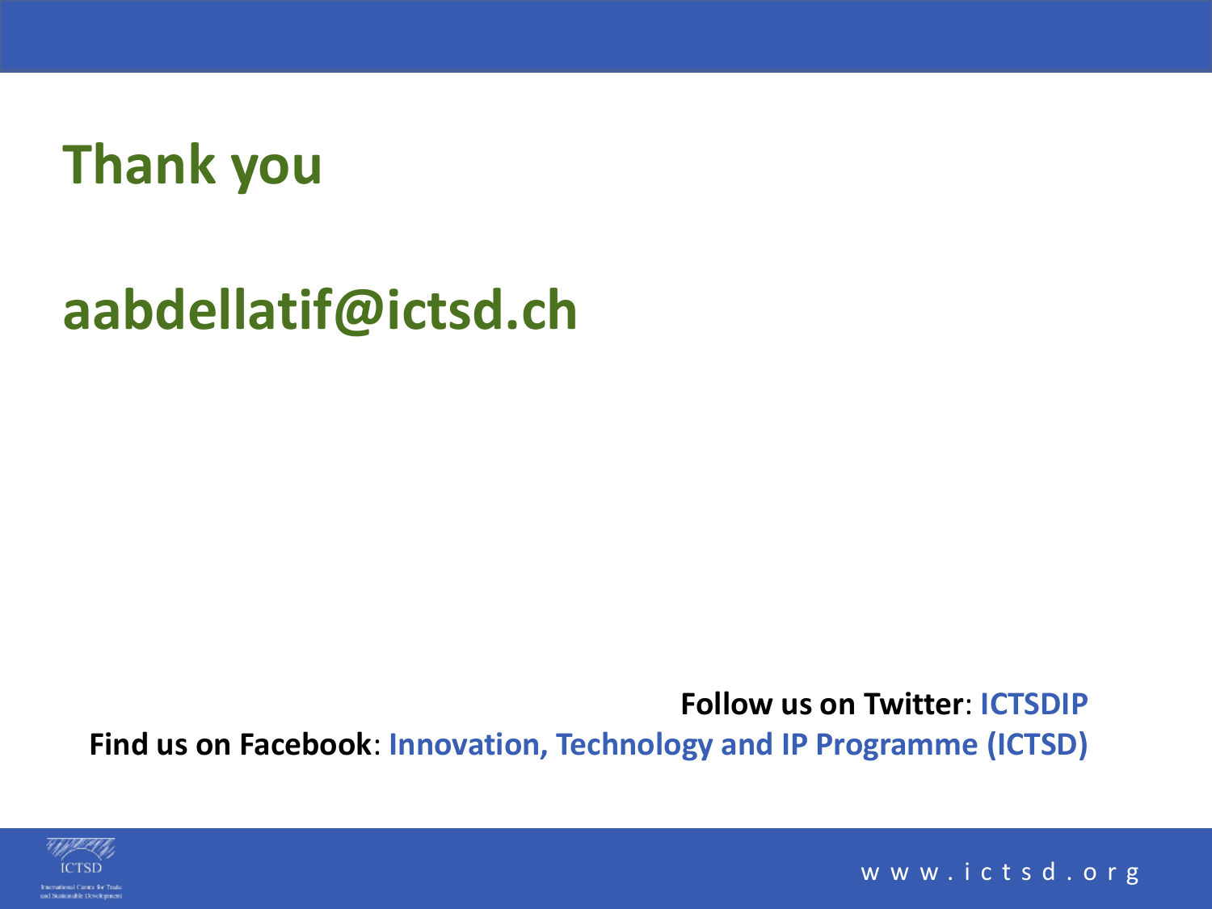# Thank you

# aabdellatif@ictsd.ch

**Follow us on Twitter**: **ICTSDIP**

**Find us on Facebook**: **Innovation, Technology and IP Programme (ICTSD)**

ICTSD

International Centre for Trade and Sustainable Development

www.ictsd.org